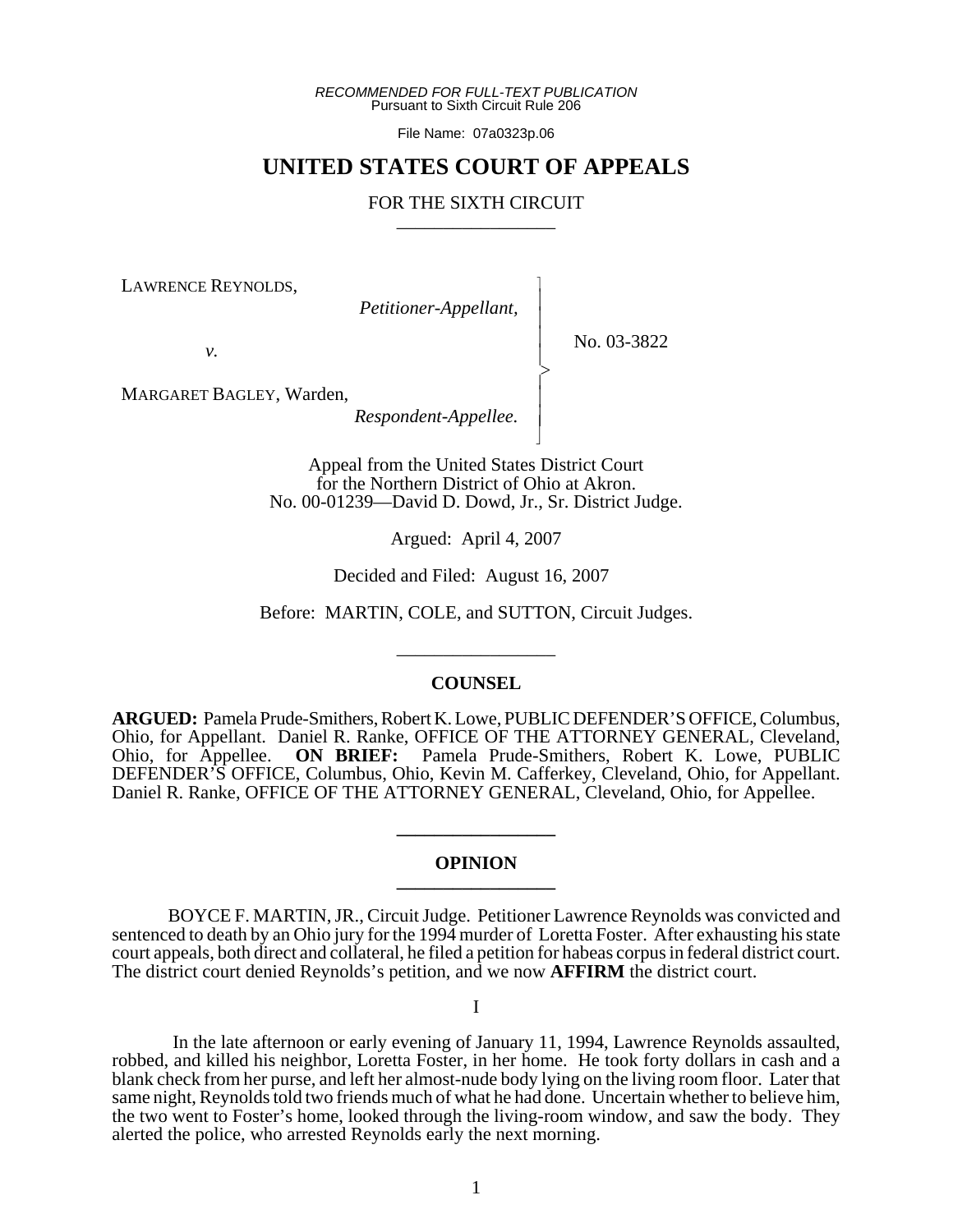*RECOMMENDED FOR FULL-TEXT PUBLICATION*
Pursuant to Sixth Circuit Rule 206

File Name: 07a0323p.06

# UNITED STATES COURT OF APPEALS

## FOR THE SIXTH CIRCUIT

LAWRENCE REYNOLDS,
*Petitioner-Appellant,*

*v.*

MARGARET BAGLEY, Warden,
*Respondent-Appellee.*

No. 03-3822

Appeal from the United States District Court
for the Northern District of Ohio at Akron.
No. 00-01239—David D. Dowd, Jr., Sr. District Judge.

Argued: April 4, 2007

Decided and Filed: August 16, 2007

Before: MARTIN, COLE, and SUTTON, Circuit Judges.

## COUNSEL

**ARGUED:** Pamela Prude-Smithers, Robert K. Lowe, PUBLIC DEFENDER'S OFFICE, Columbus, Ohio, for Appellant. Daniel R. Ranke, OFFICE OF THE ATTORNEY GENERAL, Cleveland, Ohio, for Appellee. **ON BRIEF:** Pamela Prude-Smithers, Robert K. Lowe, PUBLIC DEFENDER'S OFFICE, Columbus, Ohio, Kevin M. Cafferkey, Cleveland, Ohio, for Appellant. Daniel R. Ranke, OFFICE OF THE ATTORNEY GENERAL, Cleveland, Ohio, for Appellee.

## OPINION

BOYCE F. MARTIN, JR., Circuit Judge. Petitioner Lawrence Reynolds was convicted and sentenced to death by an Ohio jury for the 1994 murder of Loretta Foster. After exhausting his state court appeals, both direct and collateral, he filed a petition for habeas corpus in federal district court. The district court denied Reynolds's petition, and we now **AFFIRM** the district court.

### I

In the late afternoon or early evening of January 11, 1994, Lawrence Reynolds assaulted, robbed, and killed his neighbor, Loretta Foster, in her home. He took forty dollars in cash and a blank check from her purse, and left her almost-nude body lying on the living room floor. Later that same night, Reynolds told two friends much of what he had done. Uncertain whether to believe him, the two went to Foster's home, looked through the living-room window, and saw the body. They alerted the police, who arrested Reynolds early the next morning.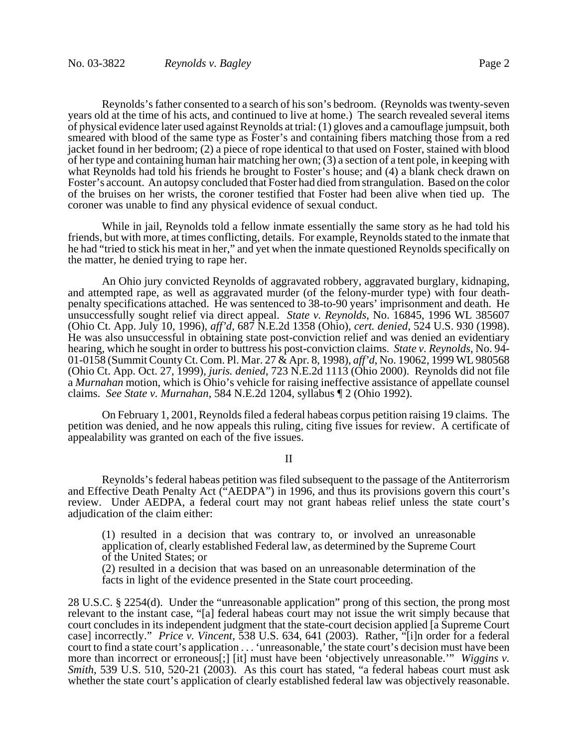Reynolds's father consented to a search of his son's bedroom. (Reynolds was twenty-seven years old at the time of his acts, and continued to live at home.) The search revealed several items of physical evidence later used against Reynolds at trial: (1) gloves and a camouflage jumpsuit, both smeared with blood of the same type as Foster's and containing fibers matching those from a red jacket found in her bedroom; (2) a piece of rope identical to that used on Foster, stained with blood of her type and containing human hair matching her own; (3) a section of a tent pole, in keeping with what Reynolds had told his friends he brought to Foster's house; and (4) a blank check drawn on Foster's account. An autopsy concluded that Foster had died from strangulation. Based on the color of the bruises on her wrists, the coroner testified that Foster had been alive when tied up. The coroner was unable to find any physical evidence of sexual conduct.

While in jail, Reynolds told a fellow inmate essentially the same story as he had told his friends, but with more, at times conflicting, details. For example, Reynolds stated to the inmate that he had "tried to stick his meat in her," and yet when the inmate questioned Reynolds specifically on the matter, he denied trying to rape her.

An Ohio jury convicted Reynolds of aggravated robbery, aggravated burglary, kidnaping, and attempted rape, as well as aggravated murder (of the felony-murder type) with four death-penalty specifications attached. He was sentenced to 38-to-90 years' imprisonment and death. He unsuccessfully sought relief via direct appeal. *State v. Reynolds*, No. 16845, 1996 WL 385607 (Ohio Ct. App. July 10, 1996), *aff'd*, 687 N.E.2d 1358 (Ohio), *cert. denied*, 524 U.S. 930 (1998). He was also unsuccessful in obtaining state post-conviction relief and was denied an evidentiary hearing, which he sought in order to buttress his post-conviction claims. *State v. Reynolds*, No. 94-01-0158 (Summit County Ct. Com. Pl. Mar. 27 & Apr. 8, 1998), *aff'd*, No. 19062, 1999 WL 980568 (Ohio Ct. App. Oct. 27, 1999), *juris. denied*, 723 N.E.2d 1113 (Ohio 2000). Reynolds did not file a *Murnahan* motion, which is Ohio's vehicle for raising ineffective assistance of appellate counsel claims. *See State v. Murnahan*, 584 N.E.2d 1204, syllabus ¶ 2 (Ohio 1992).

On February 1, 2001, Reynolds filed a federal habeas corpus petition raising 19 claims. The petition was denied, and he now appeals this ruling, citing five issues for review. A certificate of appealability was granted on each of the five issues.

## II

Reynolds's federal habeas petition was filed subsequent to the passage of the Antiterrorism and Effective Death Penalty Act ("AEDPA") in 1996, and thus its provisions govern this court's review. Under AEDPA, a federal court may not grant habeas relief unless the state court's adjudication of the claim either:

> (1) resulted in a decision that was contrary to, or involved an unreasonable application of, clearly established Federal law, as determined by the Supreme Court of the United States; or
> (2) resulted in a decision that was based on an unreasonable determination of the facts in light of the evidence presented in the State court proceeding.

28 U.S.C. § 2254(d). Under the "unreasonable application" prong of this section, the prong most relevant to the instant case, "[a] federal habeas court may not issue the writ simply because that court concludes in its independent judgment that the state-court decision applied [a Supreme Court case] incorrectly." *Price v. Vincent*, 538 U.S. 634, 641 (2003). Rather, "[i]n order for a federal court to find a state court's application . . . 'unreasonable,' the state court's decision must have been more than incorrect or erroneous[;] [it] must have been 'objectively unreasonable.'" *Wiggins v. Smith*, 539 U.S. 510, 520-21 (2003). As this court has stated, "a federal habeas court must ask whether the state court's application of clearly established federal law was objectively reasonable.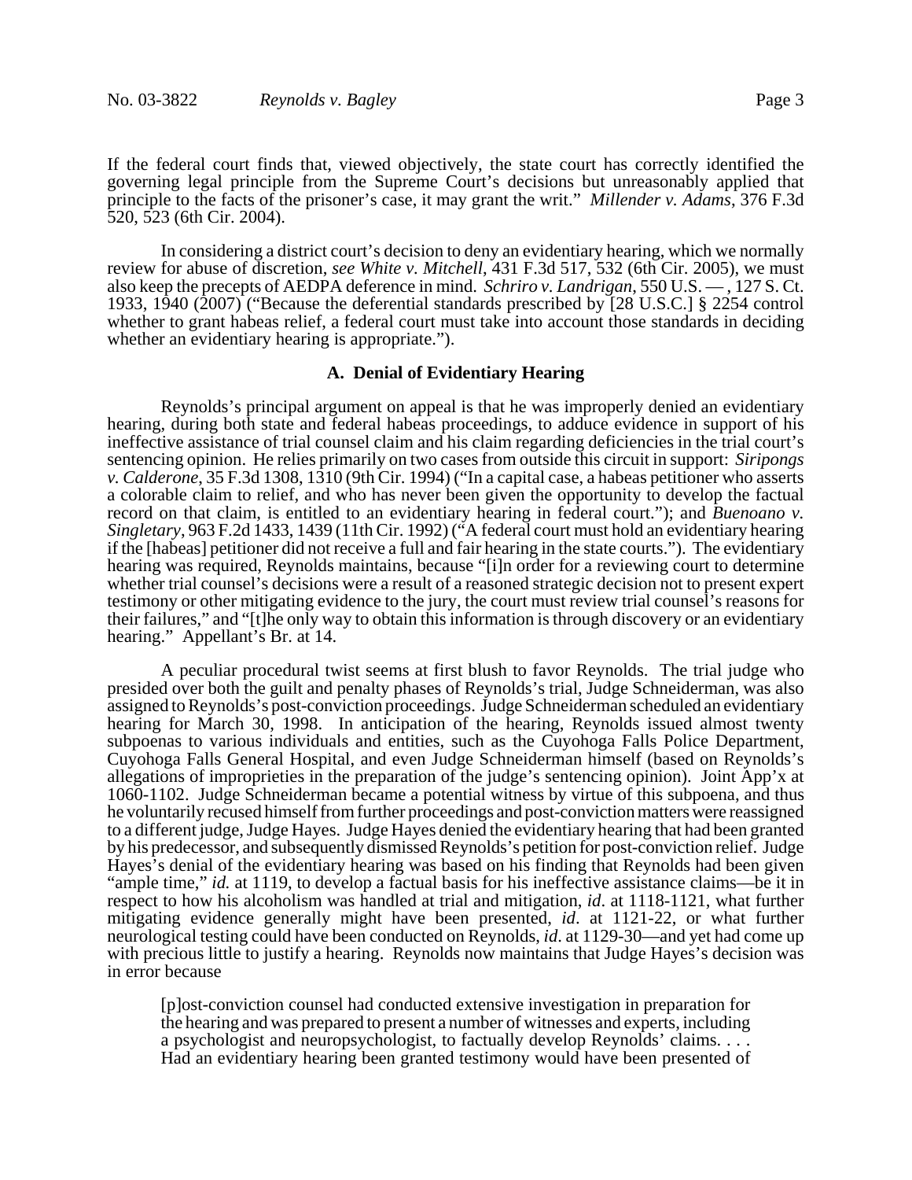If the federal court finds that, viewed objectively, the state court has correctly identified the governing legal principle from the Supreme Court's decisions but unreasonably applied that principle to the facts of the prisoner's case, it may grant the writ." *Millender v. Adams*, 376 F.3d 520, 523 (6th Cir. 2004).

In considering a district court's decision to deny an evidentiary hearing, which we normally review for abuse of discretion, *see White v. Mitchell*, 431 F.3d 517, 532 (6th Cir. 2005), we must also keep the precepts of AEDPA deference in mind. *Schriro v. Landrigan*, 550 U.S. — , 127 S. Ct. 1933, 1940 (2007) ("Because the deferential standards prescribed by [28 U.S.C.] § 2254 control whether to grant habeas relief, a federal court must take into account those standards in deciding whether an evidentiary hearing is appropriate.").

## A. Denial of Evidentiary Hearing

Reynolds's principal argument on appeal is that he was improperly denied an evidentiary hearing, during both state and federal habeas proceedings, to adduce evidence in support of his ineffective assistance of trial counsel claim and his claim regarding deficiencies in the trial court's sentencing opinion. He relies primarily on two cases from outside this circuit in support: *Siripongs v. Calderone*, 35 F.3d 1308, 1310 (9th Cir. 1994) ("In a capital case, a habeas petitioner who asserts a colorable claim to relief, and who has never been given the opportunity to develop the factual record on that claim, is entitled to an evidentiary hearing in federal court."); and *Buenoano v. Singletary*, 963 F.2d 1433, 1439 (11th Cir. 1992) ("A federal court must hold an evidentiary hearing if the [habeas] petitioner did not receive a full and fair hearing in the state courts."). The evidentiary hearing was required, Reynolds maintains, because "[i]n order for a reviewing court to determine whether trial counsel's decisions were a result of a reasoned strategic decision not to present expert testimony or other mitigating evidence to the jury, the court must review trial counsel's reasons for their failures," and "[t]he only way to obtain this information is through discovery or an evidentiary hearing." Appellant's Br. at 14.

A peculiar procedural twist seems at first blush to favor Reynolds. The trial judge who presided over both the guilt and penalty phases of Reynolds's trial, Judge Schneiderman, was also assigned to Reynolds's post-conviction proceedings. Judge Schneiderman scheduled an evidentiary hearing for March 30, 1998. In anticipation of the hearing, Reynolds issued almost twenty subpoenas to various individuals and entities, such as the Cuyohoga Falls Police Department, Cuyohoga Falls General Hospital, and even Judge Schneiderman himself (based on Reynolds's allegations of improprieties in the preparation of the judge's sentencing opinion). Joint App'x at 1060-1102. Judge Schneiderman became a potential witness by virtue of this subpoena, and thus he voluntarily recused himself from further proceedings and post-conviction matters were reassigned to a different judge, Judge Hayes. Judge Hayes denied the evidentiary hearing that had been granted by his predecessor, and subsequently dismissed Reynolds's petition for post-conviction relief. Judge Hayes's denial of the evidentiary hearing was based on his finding that Reynolds had been given "ample time," *id.* at 1119, to develop a factual basis for his ineffective assistance claims—be it in respect to how his alcoholism was handled at trial and mitigation, *id*. at 1118-1121, what further mitigating evidence generally might have been presented, *id*. at 1121-22, or what further neurological testing could have been conducted on Reynolds, *id*. at 1129-30—and yet had come up with precious little to justify a hearing. Reynolds now maintains that Judge Hayes's decision was in error because

> [p]ost-conviction counsel had conducted extensive investigation in preparation for the hearing and was prepared to present a number of witnesses and experts, including a psychologist and neuropsychologist, to factually develop Reynolds' claims. . . . Had an evidentiary hearing been granted testimony would have been presented of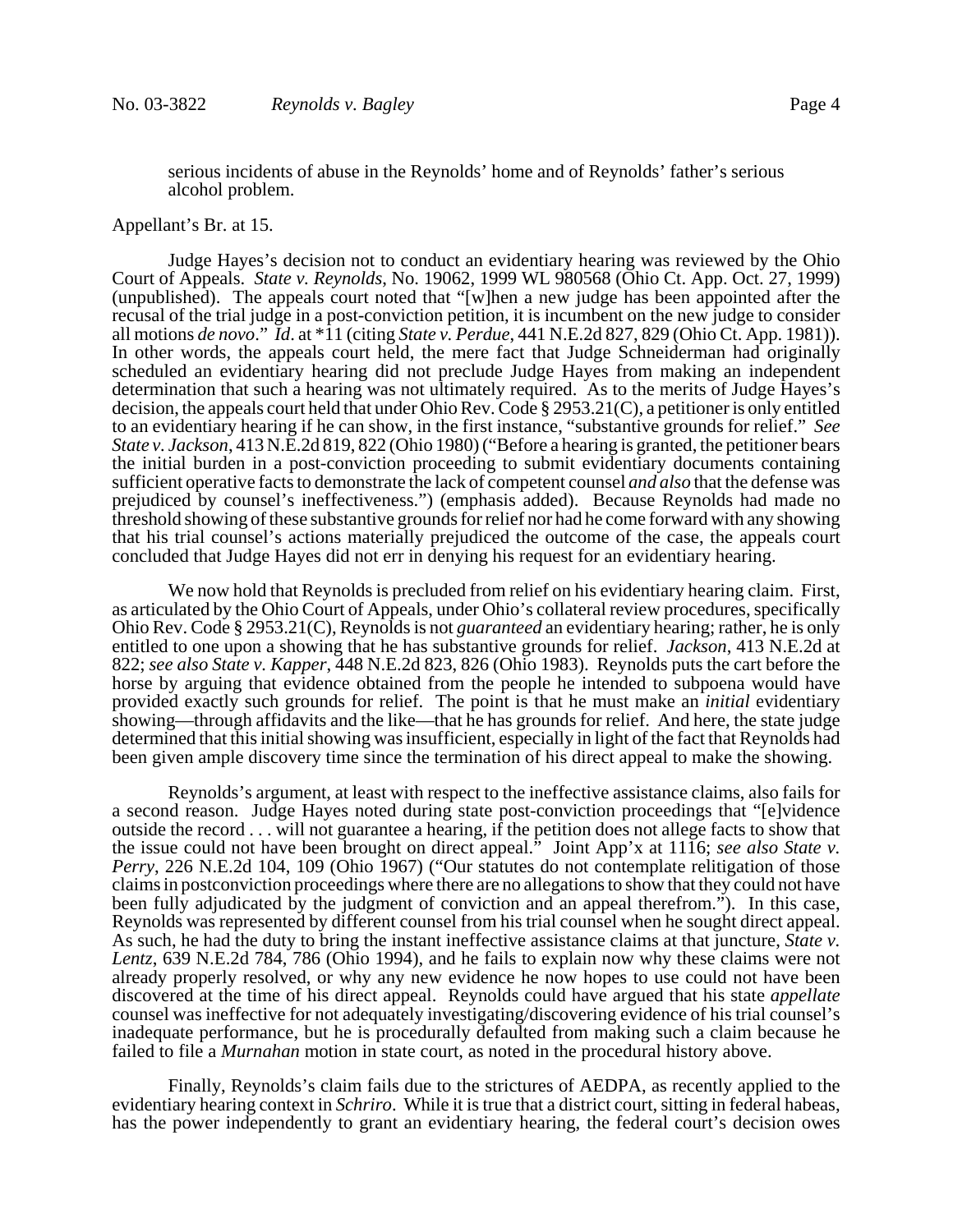serious incidents of abuse in the Reynolds' home and of Reynolds' father's serious alcohol problem.

Appellant's Br. at 15.

Judge Hayes's decision not to conduct an evidentiary hearing was reviewed by the Ohio Court of Appeals. *State v. Reynolds*, No. 19062, 1999 WL 980568 (Ohio Ct. App. Oct. 27, 1999) (unpublished). The appeals court noted that "[w]hen a new judge has been appointed after the recusal of the trial judge in a post-conviction petition, it is incumbent on the new judge to consider all motions *de novo*." *Id*. at *11 (citing *State v. Perdue*, 441 N.E.2d 827, 829 (Ohio Ct. App. 1981)). In other words, the appeals court held, the mere fact that Judge Schneiderman had originally scheduled an evidentiary hearing did not preclude Judge Hayes from making an independent determination that such a hearing was not ultimately required. As to the merits of Judge Hayes's decision, the appeals court held that under Ohio Rev. Code § 2953.21(C), a petitioner is only entitled to an evidentiary hearing if he can show, in the first instance, "substantive grounds for relief." *See State v. Jackson*, 413 N.E.2d 819, 822 (Ohio 1980) ("Before a hearing is granted, the petitioner bears the initial burden in a post-conviction proceeding to submit evidentiary documents containing sufficient operative facts to demonstrate the lack of competent counsel *and also* that the defense was prejudiced by counsel's ineffectiveness.") (emphasis added). Because Reynolds had made no threshold showing of these substantive grounds for relief nor had he come forward with any showing that his trial counsel's actions materially prejudiced the outcome of the case, the appeals court concluded that Judge Hayes did not err in denying his request for an evidentiary hearing.

We now hold that Reynolds is precluded from relief on his evidentiary hearing claim. First, as articulated by the Ohio Court of Appeals, under Ohio's collateral review procedures, specifically Ohio Rev. Code § 2953.21(C), Reynolds is not *guaranteed* an evidentiary hearing; rather, he is only entitled to one upon a showing that he has substantive grounds for relief. *Jackson*, 413 N.E.2d at 822; *see also State v. Kapper*, 448 N.E.2d 823, 826 (Ohio 1983). Reynolds puts the cart before the horse by arguing that evidence obtained from the people he intended to subpoena would have provided exactly such grounds for relief. The point is that he must make an *initial* evidentiary showing—through affidavits and the like—that he has grounds for relief. And here, the state judge determined that this initial showing was insufficient, especially in light of the fact that Reynolds had been given ample discovery time since the termination of his direct appeal to make the showing.

Reynolds's argument, at least with respect to the ineffective assistance claims, also fails for a second reason. Judge Hayes noted during state post-conviction proceedings that "[e]vidence outside the record . . . will not guarantee a hearing, if the petition does not allege facts to show that the issue could not have been brought on direct appeal." Joint App'x at 1116; *see also State v. Perry*, 226 N.E.2d 104, 109 (Ohio 1967) ("Our statutes do not contemplate relitigation of those claims in postconviction proceedings where there are no allegations to show that they could not have been fully adjudicated by the judgment of conviction and an appeal therefrom."). In this case, Reynolds was represented by different counsel from his trial counsel when he sought direct appeal. As such, he had the duty to bring the instant ineffective assistance claims at that juncture, *State v. Lentz*, 639 N.E.2d 784, 786 (Ohio 1994), and he fails to explain now why these claims were not already properly resolved, or why any new evidence he now hopes to use could not have been discovered at the time of his direct appeal. Reynolds could have argued that his state *appellate* counsel was ineffective for not adequately investigating/discovering evidence of his trial counsel's inadequate performance, but he is procedurally defaulted from making such a claim because he failed to file a *Murnahan* motion in state court, as noted in the procedural history above.

Finally, Reynolds's claim fails due to the strictures of AEDPA, as recently applied to the evidentiary hearing context in *Schriro*. While it is true that a district court, sitting in federal habeas, has the power independently to grant an evidentiary hearing, the federal court's decision owes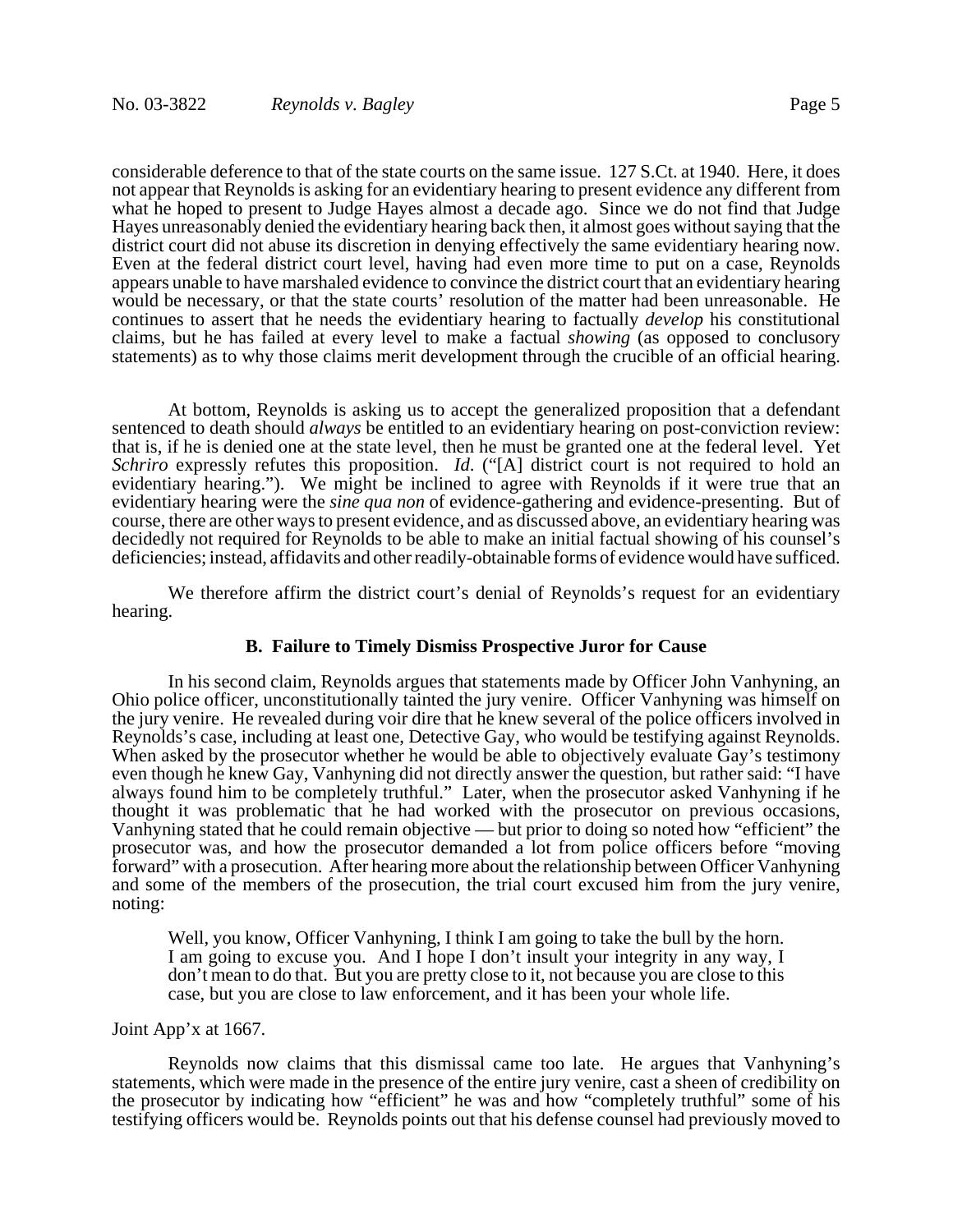considerable deference to that of the state courts on the same issue. 127 S.Ct. at 1940. Here, it does not appear that Reynolds is asking for an evidentiary hearing to present evidence any different from what he hoped to present to Judge Hayes almost a decade ago. Since we do not find that Judge Hayes unreasonably denied the evidentiary hearing back then, it almost goes without saying that the district court did not abuse its discretion in denying effectively the same evidentiary hearing now. Even at the federal district court level, having had even more time to put on a case, Reynolds appears unable to have marshaled evidence to convince the district court that an evidentiary hearing would be necessary, or that the state courts' resolution of the matter had been unreasonable. He continues to assert that he needs the evidentiary hearing to factually *develop* his constitutional claims, but he has failed at every level to make a factual *showing* (as opposed to conclusory statements) as to why those claims merit development through the crucible of an official hearing.

At bottom, Reynolds is asking us to accept the generalized proposition that a defendant sentenced to death should *always* be entitled to an evidentiary hearing on post-conviction review: that is, if he is denied one at the state level, then he must be granted one at the federal level. Yet *Schriro* expressly refutes this proposition. *Id.* ("[A] district court is not required to hold an evidentiary hearing."). We might be inclined to agree with Reynolds if it were true that an evidentiary hearing were the *sine qua non* of evidence-gathering and evidence-presenting. But of course, there are other ways to present evidence, and as discussed above, an evidentiary hearing was decidedly not required for Reynolds to be able to make an initial factual showing of his counsel's deficiencies; instead, affidavits and other readily-obtainable forms of evidence would have sufficed.

We therefore affirm the district court's denial of Reynolds's request for an evidentiary hearing.

### B. Failure to Timely Dismiss Prospective Juror for Cause

In his second claim, Reynolds argues that statements made by Officer John Vanhyning, an Ohio police officer, unconstitutionally tainted the jury venire. Officer Vanhyning was himself on the jury venire. He revealed during voir dire that he knew several of the police officers involved in Reynolds's case, including at least one, Detective Gay, who would be testifying against Reynolds. When asked by the prosecutor whether he would be able to objectively evaluate Gay's testimony even though he knew Gay, Vanhyning did not directly answer the question, but rather said: "I have always found him to be completely truthful." Later, when the prosecutor asked Vanhyning if he thought it was problematic that he had worked with the prosecutor on previous occasions, Vanhyning stated that he could remain objective — but prior to doing so noted how "efficient" the prosecutor was, and how the prosecutor demanded a lot from police officers before "moving forward" with a prosecution. After hearing more about the relationship between Officer Vanhyning and some of the members of the prosecution, the trial court excused him from the jury venire, noting:

> Well, you know, Officer Vanhyning, I think I am going to take the bull by the horn. I am going to excuse you. And I hope I don't insult your integrity in any way, I don't mean to do that. But you are pretty close to it, not because you are close to this case, but you are close to law enforcement, and it has been your whole life.

Joint App'x at 1667.

Reynolds now claims that this dismissal came too late. He argues that Vanhyning's statements, which were made in the presence of the entire jury venire, cast a sheen of credibility on the prosecutor by indicating how "efficient" he was and how "completely truthful" some of his testifying officers would be. Reynolds points out that his defense counsel had previously moved to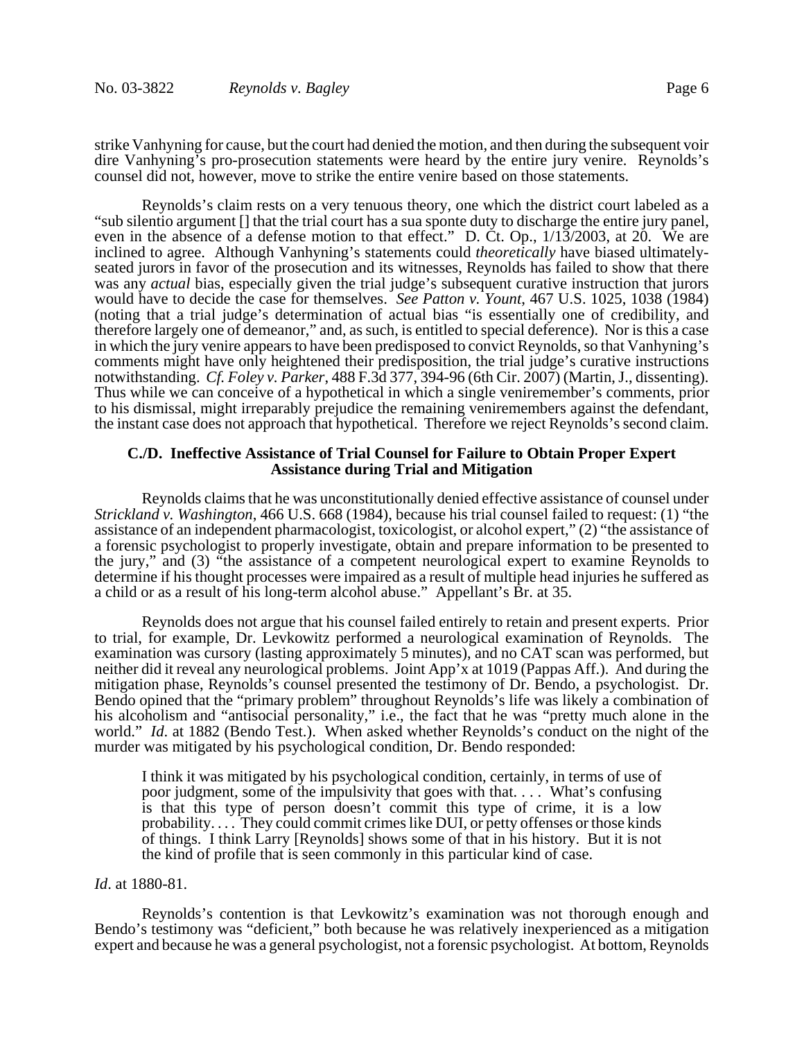strike Vanhyning for cause, but the court had denied the motion, and then during the subsequent voir dire Vanhyning's pro-prosecution statements were heard by the entire jury venire. Reynolds's counsel did not, however, move to strike the entire venire based on those statements.

Reynolds's claim rests on a very tenuous theory, one which the district court labeled as a "sub silentio argument [] that the trial court has a sua sponte duty to discharge the entire jury panel, even in the absence of a defense motion to that effect." D. Ct. Op., 1/13/2003, at 20. We are inclined to agree. Although Vanhyning's statements could *theoretically* have biased ultimately-seated jurors in favor of the prosecution and its witnesses, Reynolds has failed to show that there was any *actual* bias, especially given the trial judge's subsequent curative instruction that jurors would have to decide the case for themselves. *See Patton v. Yount*, 467 U.S. 1025, 1038 (1984) (noting that a trial judge's determination of actual bias "is essentially one of credibility, and therefore largely one of demeanor," and, as such, is entitled to special deference). Nor is this a case in which the jury venire appears to have been predisposed to convict Reynolds, so that Vanhyning's comments might have only heightened their predisposition, the trial judge's curative instructions notwithstanding. *Cf. Foley v. Parker*, 488 F.3d 377, 394-96 (6th Cir. 2007) (Martin, J., dissenting). Thus while we can conceive of a hypothetical in which a single veniremember's comments, prior to his dismissal, might irreparably prejudice the remaining veniremembers against the defendant, the instant case does not approach that hypothetical. Therefore we reject Reynolds's second claim.

### C./D. Ineffective Assistance of Trial Counsel for Failure to Obtain Proper Expert Assistance during Trial and Mitigation

Reynolds claims that he was unconstitutionally denied effective assistance of counsel under *Strickland v. Washington*, 466 U.S. 668 (1984), because his trial counsel failed to request: (1) "the assistance of an independent pharmacologist, toxicologist, or alcohol expert," (2) "the assistance of a forensic psychologist to properly investigate, obtain and prepare information to be presented to the jury," and (3) "the assistance of a competent neurological expert to examine Reynolds to determine if his thought processes were impaired as a result of multiple head injuries he suffered as a child or as a result of his long-term alcohol abuse." Appellant's Br. at 35.

Reynolds does not argue that his counsel failed entirely to retain and present experts. Prior to trial, for example, Dr. Levkowitz performed a neurological examination of Reynolds. The examination was cursory (lasting approximately 5 minutes), and no CAT scan was performed, but neither did it reveal any neurological problems. Joint App'x at 1019 (Pappas Aff.). And during the mitigation phase, Reynolds's counsel presented the testimony of Dr. Bendo, a psychologist. Dr. Bendo opined that the "primary problem" throughout Reynolds's life was likely a combination of his alcoholism and "antisocial personality," i.e., the fact that he was "pretty much alone in the world." *Id*. at 1882 (Bendo Test.). When asked whether Reynolds's conduct on the night of the murder was mitigated by his psychological condition, Dr. Bendo responded:

> I think it was mitigated by his psychological condition, certainly, in terms of use of poor judgment, some of the impulsivity that goes with that. . . . What's confusing is that this type of person doesn't commit this type of crime, it is a low probability. . . . They could commit crimes like DUI, or petty offenses or those kinds of things. I think Larry [Reynolds] shows some of that in his history. But it is not the kind of profile that is seen commonly in this particular kind of case.

*Id*. at 1880-81.

Reynolds's contention is that Levkowitz's examination was not thorough enough and Bendo's testimony was "deficient," both because he was relatively inexperienced as a mitigation expert and because he was a general psychologist, not a forensic psychologist. At bottom, Reynolds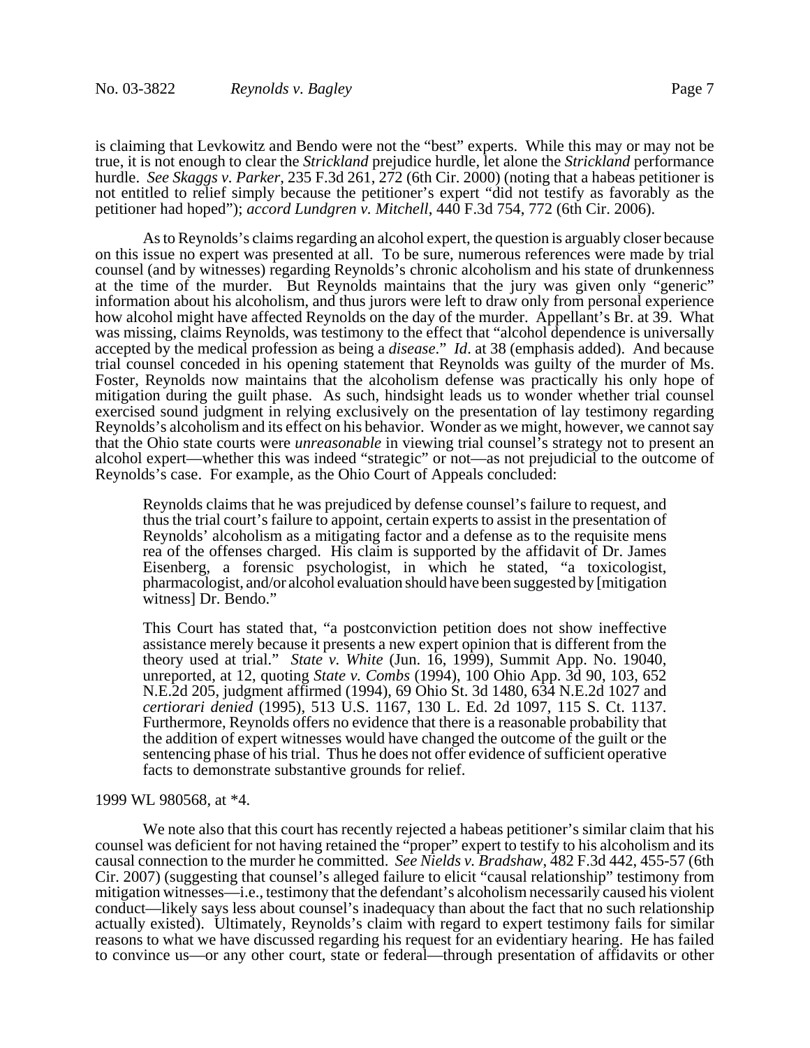is claiming that Levkowitz and Bendo were not the "best" experts. While this may or may not be true, it is not enough to clear the *Strickland* prejudice hurdle, let alone the *Strickland* performance hurdle. *See Skaggs v. Parker*, 235 F.3d 261, 272 (6th Cir. 2000) (noting that a habeas petitioner is not entitled to relief simply because the petitioner's expert "did not testify as favorably as the petitioner had hoped"); *accord Lundgren v. Mitchell*, 440 F.3d 754, 772 (6th Cir. 2006).

As to Reynolds's claims regarding an alcohol expert, the question is arguably closer because on this issue no expert was presented at all. To be sure, numerous references were made by trial counsel (and by witnesses) regarding Reynolds's chronic alcoholism and his state of drunkenness at the time of the murder. But Reynolds maintains that the jury was given only "generic" information about his alcoholism, and thus jurors were left to draw only from personal experience how alcohol might have affected Reynolds on the day of the murder. Appellant's Br. at 39. What was missing, claims Reynolds, was testimony to the effect that "alcohol dependence is universally accepted by the medical profession as being a *disease*." *Id*. at 38 (emphasis added). And because trial counsel conceded in his opening statement that Reynolds was guilty of the murder of Ms. Foster, Reynolds now maintains that the alcoholism defense was practically his only hope of mitigation during the guilt phase. As such, hindsight leads us to wonder whether trial counsel exercised sound judgment in relying exclusively on the presentation of lay testimony regarding Reynolds's alcoholism and its effect on his behavior. Wonder as we might, however, we cannot say that the Ohio state courts were *unreasonable* in viewing trial counsel's strategy not to present an alcohol expert—whether this was indeed "strategic" or not—as not prejudicial to the outcome of Reynolds's case. For example, as the Ohio Court of Appeals concluded:

> Reynolds claims that he was prejudiced by defense counsel's failure to request, and thus the trial court's failure to appoint, certain experts to assist in the presentation of Reynolds' alcoholism as a mitigating factor and a defense as to the requisite mens rea of the offenses charged. His claim is supported by the affidavit of Dr. James Eisenberg, a forensic psychologist, in which he stated, "a toxicologist, pharmacologist, and/or alcohol evaluation should have been suggested by [mitigation witness] Dr. Bendo."
>
> This Court has stated that, "a postconviction petition does not show ineffective assistance merely because it presents a new expert opinion that is different from the theory used at trial." *State v. White* (Jun. 16, 1999), Summit App. No. 19040, unreported, at 12, quoting *State v. Combs* (1994), 100 Ohio App. 3d 90, 103, 652 N.E.2d 205, judgment affirmed (1994), 69 Ohio St. 3d 1480, 634 N.E.2d 1027 and *certiorari denied* (1995), 513 U.S. 1167, 130 L. Ed. 2d 1097, 115 S. Ct. 1137. Furthermore, Reynolds offers no evidence that there is a reasonable probability that the addition of expert witnesses would have changed the outcome of the guilt or the sentencing phase of his trial. Thus he does not offer evidence of sufficient operative facts to demonstrate substantive grounds for relief.

1999 WL 980568, at *4.

We note also that this court has recently rejected a habeas petitioner's similar claim that his counsel was deficient for not having retained the "proper" expert to testify to his alcoholism and its causal connection to the murder he committed. *See Nields v. Bradshaw*, 482 F.3d 442, 455-57 (6th Cir. 2007) (suggesting that counsel's alleged failure to elicit "causal relationship" testimony from mitigation witnesses—i.e., testimony that the defendant's alcoholism necessarily caused his violent conduct—likely says less about counsel's inadequacy than about the fact that no such relationship actually existed). Ultimately, Reynolds's claim with regard to expert testimony fails for similar reasons to what we have discussed regarding his request for an evidentiary hearing. He has failed to convince us—or any other court, state or federal—through presentation of affidavits or other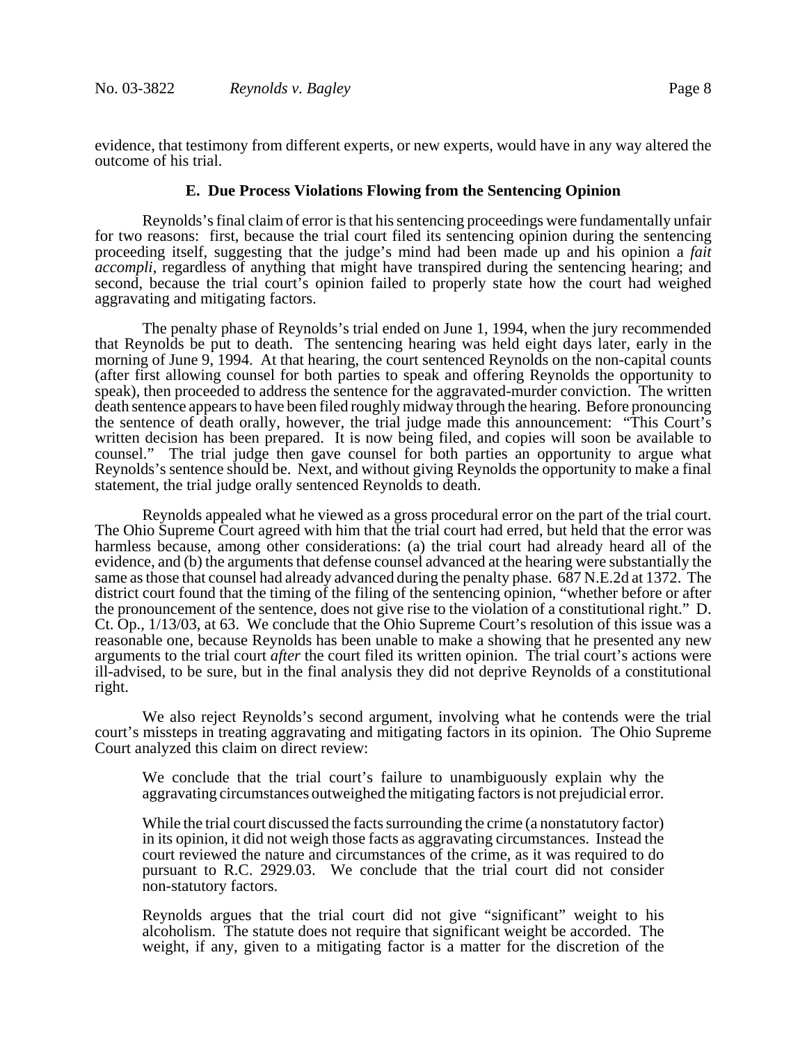evidence, that testimony from different experts, or new experts, would have in any way altered the outcome of his trial.

### E. Due Process Violations Flowing from the Sentencing Opinion

Reynolds's final claim of error is that his sentencing proceedings were fundamentally unfair for two reasons: first, because the trial court filed its sentencing opinion during the sentencing proceeding itself, suggesting that the judge's mind had been made up and his opinion a *fait accompli*, regardless of anything that might have transpired during the sentencing hearing; and second, because the trial court's opinion failed to properly state how the court had weighed aggravating and mitigating factors.

The penalty phase of Reynolds's trial ended on June 1, 1994, when the jury recommended that Reynolds be put to death. The sentencing hearing was held eight days later, early in the morning of June 9, 1994. At that hearing, the court sentenced Reynolds on the non-capital counts (after first allowing counsel for both parties to speak and offering Reynolds the opportunity to speak), then proceeded to address the sentence for the aggravated-murder conviction. The written death sentence appears to have been filed roughly midway through the hearing. Before pronouncing the sentence of death orally, however, the trial judge made this announcement: "This Court's written decision has been prepared. It is now being filed, and copies will soon be available to counsel." The trial judge then gave counsel for both parties an opportunity to argue what Reynolds's sentence should be. Next, and without giving Reynolds the opportunity to make a final statement, the trial judge orally sentenced Reynolds to death.

Reynolds appealed what he viewed as a gross procedural error on the part of the trial court. The Ohio Supreme Court agreed with him that the trial court had erred, but held that the error was harmless because, among other considerations: (a) the trial court had already heard all of the evidence, and (b) the arguments that defense counsel advanced at the hearing were substantially the same as those that counsel had already advanced during the penalty phase. 687 N.E.2d at 1372. The district court found that the timing of the filing of the sentencing opinion, "whether before or after the pronouncement of the sentence, does not give rise to the violation of a constitutional right." D. Ct. Op., 1/13/03, at 63. We conclude that the Ohio Supreme Court's resolution of this issue was a reasonable one, because Reynolds has been unable to make a showing that he presented any new arguments to the trial court *after* the court filed its written opinion. The trial court's actions were ill-advised, to be sure, but in the final analysis they did not deprive Reynolds of a constitutional right.

We also reject Reynolds's second argument, involving what he contends were the trial court's missteps in treating aggravating and mitigating factors in its opinion. The Ohio Supreme Court analyzed this claim on direct review:

> We conclude that the trial court's failure to unambiguously explain why the aggravating circumstances outweighed the mitigating factors is not prejudicial error.
>
> While the trial court discussed the facts surrounding the crime (a nonstatutory factor) in its opinion, it did not weigh those facts as aggravating circumstances. Instead the court reviewed the nature and circumstances of the crime, as it was required to do pursuant to R.C. 2929.03. We conclude that the trial court did not consider non-statutory factors.
>
> Reynolds argues that the trial court did not give "significant" weight to his alcoholism. The statute does not require that significant weight be accorded. The weight, if any, given to a mitigating factor is a matter for the discretion of the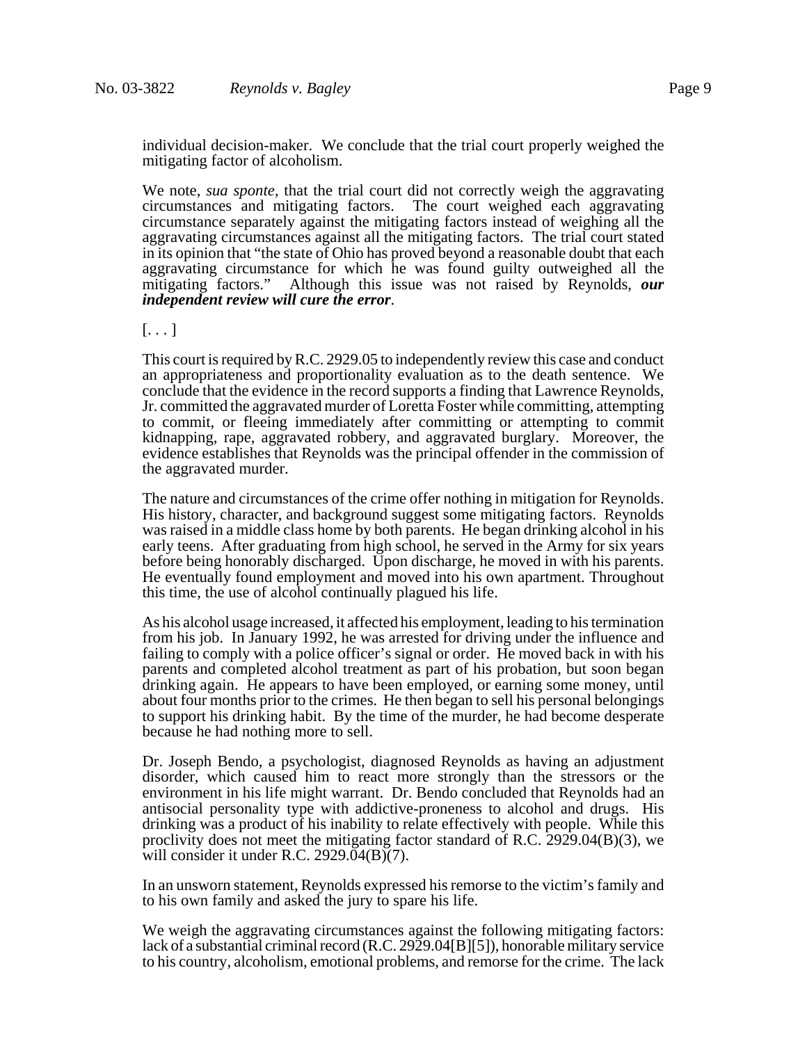individual decision-maker. We conclude that the trial court properly weighed the mitigating factor of alcoholism.

We note, *sua sponte*, that the trial court did not correctly weigh the aggravating circumstances and mitigating factors. The court weighed each aggravating circumstance separately against the mitigating factors instead of weighing all the aggravating circumstances against all the mitigating factors. The trial court stated in its opinion that "the state of Ohio has proved beyond a reasonable doubt that each aggravating circumstance for which he was found guilty outweighed all the mitigating factors." Although this issue was not raised by Reynolds, ***our independent review will cure the error***.

[. . . ]

This court is required by R.C. 2929.05 to independently review this case and conduct an appropriateness and proportionality evaluation as to the death sentence. We conclude that the evidence in the record supports a finding that Lawrence Reynolds, Jr. committed the aggravated murder of Loretta Foster while committing, attempting to commit, or fleeing immediately after committing or attempting to commit kidnapping, rape, aggravated robbery, and aggravated burglary. Moreover, the evidence establishes that Reynolds was the principal offender in the commission of the aggravated murder.

The nature and circumstances of the crime offer nothing in mitigation for Reynolds. His history, character, and background suggest some mitigating factors. Reynolds was raised in a middle class home by both parents. He began drinking alcohol in his early teens. After graduating from high school, he served in the Army for six years before being honorably discharged. Upon discharge, he moved in with his parents. He eventually found employment and moved into his own apartment. Throughout this time, the use of alcohol continually plagued his life.

As his alcohol usage increased, it affected his employment, leading to his termination from his job. In January 1992, he was arrested for driving under the influence and failing to comply with a police officer's signal or order. He moved back in with his parents and completed alcohol treatment as part of his probation, but soon began drinking again. He appears to have been employed, or earning some money, until about four months prior to the crimes. He then began to sell his personal belongings to support his drinking habit. By the time of the murder, he had become desperate because he had nothing more to sell.

Dr. Joseph Bendo, a psychologist, diagnosed Reynolds as having an adjustment disorder, which caused him to react more strongly than the stressors or the environment in his life might warrant. Dr. Bendo concluded that Reynolds had an antisocial personality type with addictive-proneness to alcohol and drugs. His drinking was a product of his inability to relate effectively with people. While this proclivity does not meet the mitigating factor standard of R.C. 2929.04(B)(3), we will consider it under R.C. 2929.04(B)(7).

In an unsworn statement, Reynolds expressed his remorse to the victim's family and to his own family and asked the jury to spare his life.

We weigh the aggravating circumstances against the following mitigating factors: lack of a substantial criminal record (R.C. 2929.04[B][5]), honorable military service to his country, alcoholism, emotional problems, and remorse for the crime. The lack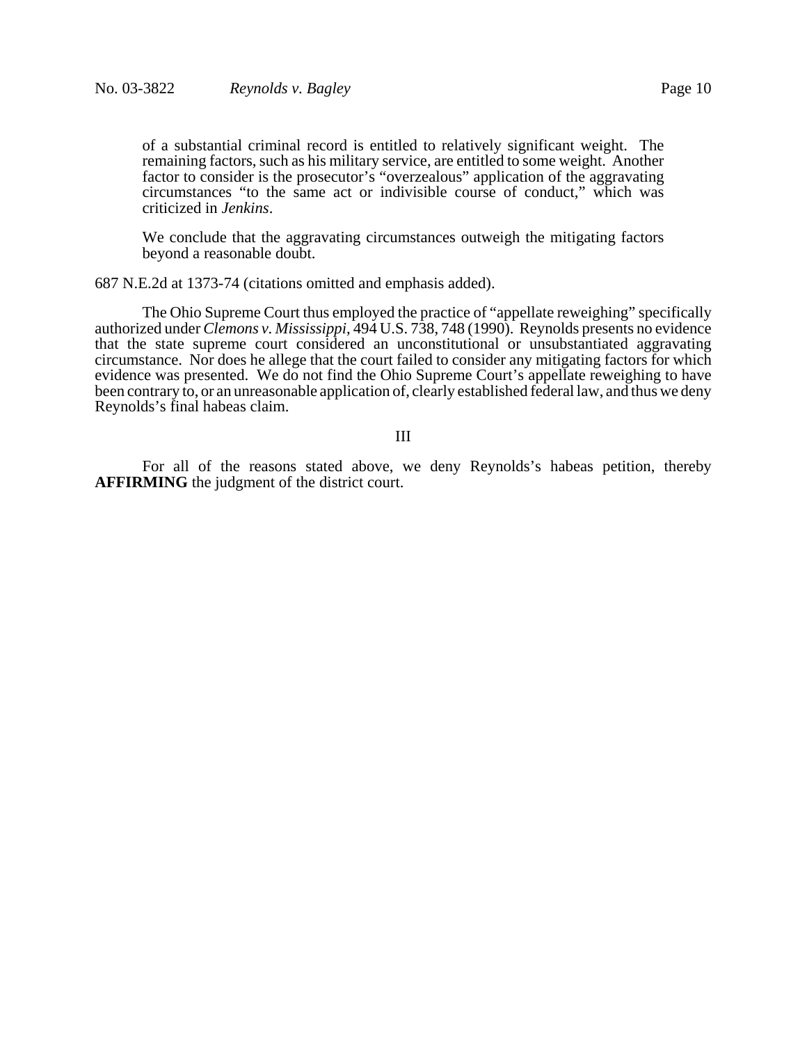> of a substantial criminal record is entitled to relatively significant weight. The remaining factors, such as his military service, are entitled to some weight. Another factor to consider is the prosecutor's "overzealous" application of the aggravating circumstances "to the same act or indivisible course of conduct," which was criticized in *Jenkins*.
>
> We conclude that the aggravating circumstances outweigh the mitigating factors beyond a reasonable doubt.

687 N.E.2d at 1373-74 (citations omitted and emphasis added).

The Ohio Supreme Court thus employed the practice of "appellate reweighing" specifically authorized under *Clemons v. Mississippi*, 494 U.S. 738, 748 (1990). Reynolds presents no evidence that the state supreme court considered an unconstitutional or unsubstantiated aggravating circumstance. Nor does he allege that the court failed to consider any mitigating factors for which evidence was presented. We do not find the Ohio Supreme Court's appellate reweighing to have been contrary to, or an unreasonable application of, clearly established federal law, and thus we deny Reynolds's final habeas claim.

## III

For all of the reasons stated above, we deny Reynolds's habeas petition, thereby **AFFIRMING** the judgment of the district court.